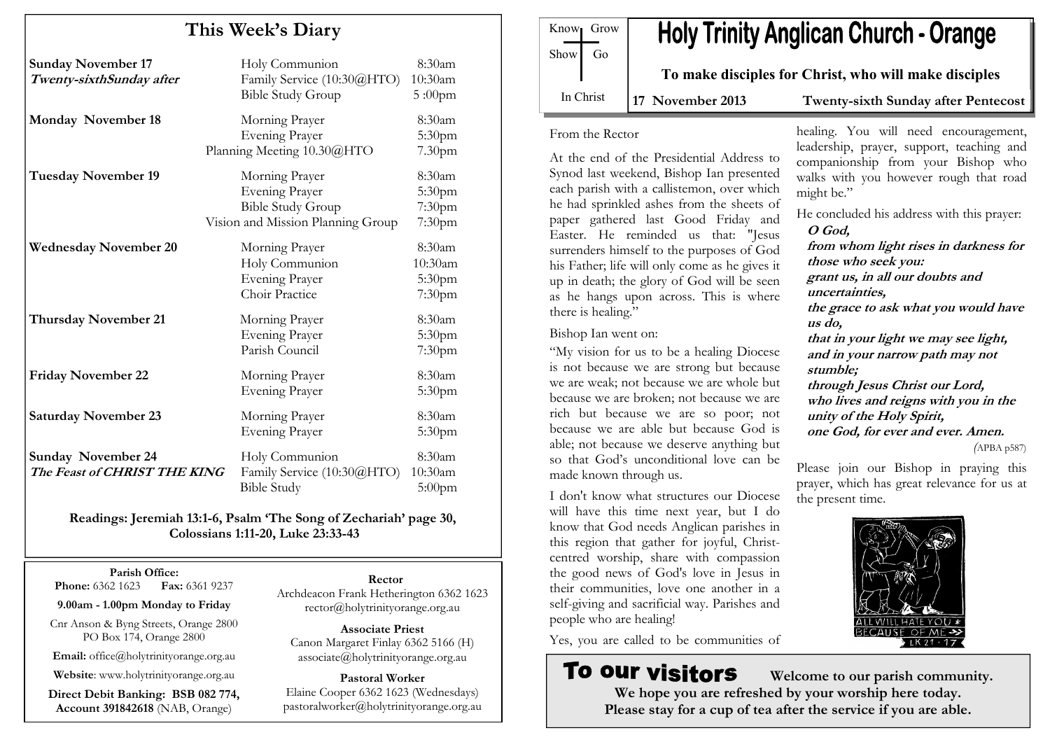## This Week's Diary

| | | |
|---|---|---|
| **Sunday November 17**<br>***Twenty-sixthSunday after*** | Holy Communion<br>Family Service (10:30@HTO)<br>Bible Study Group | 8:30am<br>10:30am<br>5 :00pm |
| **Monday November 18** | Morning Prayer<br>Evening Prayer<br>Planning Meeting 10.30@HTO | 8:30am<br>5:30pm<br>7.30pm |
| **Tuesday November 19** | Morning Prayer<br>Evening Prayer<br>Bible Study Group<br>Vision and Mission Planning Group | 8:30am<br>5:30pm<br>7:30pm<br>7:30pm |
| **Wednesday November 20** | Morning Prayer<br>Holy Communion<br>Evening Prayer<br>Choir Practice | 8:30am<br>10:30am<br>5:30pm<br>7:30pm |
| **Thursday November 21** | Morning Prayer<br>Evening Prayer<br>Parish Council | 8:30am<br>5:30pm<br>7:30pm |
| **Friday November 22** | Morning Prayer<br>Evening Prayer | 8:30am<br>5:30pm |
| **Saturday November 23** | Morning Prayer<br>Evening Prayer | 8:30am<br>5:30pm |
| **Sunday November 24**<br>***The Feast of CHRIST THE KING*** | Holy Communion<br>Family Service (10:30@HTO)<br>Bible Study | 8:30am<br>10:30am<br>5:00pm |

**Readings: Jeremiah 13:1-6, Psalm 'The Song of Zechariah' page 30, Colossians 1:11-20, Luke 23:33-43**

**Parish Office:**
**Phone:** 6362 1623 **Fax:** 6361 9237

**9.00am - 1.00pm Monday to Friday**

Cnr Anson & Byng Streets, Orange 2800
PO Box 174, Orange 2800

**Email:** office@holytrinityorange.org.au

**Website**: www.holytrinityorange.org.au

**Direct Debit Banking: BSB 082 774, Account 391842618** (NAB, Orange)

**Rector**
Archdeacon Frank Hetherington 6362 1623
rector@holytrinityorange.org.au

**Associate Priest**
Canon Margaret Finlay 6362 5166 (H)
associate@holytrinityorange.org.au

**Pastoral Worker**
Elaine Cooper 6362 1623 (Wednesdays)
pastoralworker@holytrinityorange.org.au

Know Grow Show Go In Christ

# Holy Trinity Anglican Church - Orange

**To make disciples for Christ, who will make disciples**

**17 November 2013** **Twenty-sixth Sunday after Pentecost**

From the Rector

At the end of the Presidential Address to Synod last weekend, Bishop Ian presented each parish with a callistemon, over which he had sprinkled ashes from the sheets of paper gathered last Good Friday and Easter. He reminded us that: "Jesus surrenders himself to the purposes of God his Father; life will only come as he gives it up in death; the glory of God will be seen as he hangs upon across. This is where there is healing."

Bishop Ian went on:

"My vision for us to be a healing Diocese is not because we are strong but because we are weak; not because we are whole but because we are broken; not because we are rich but because we are so poor; not because we are able but because God is able; not because we deserve anything but so that God's unconditional love can be made known through us.

I don't know what structures our Diocese will have this time next year, but I do know that God needs Anglican parishes in this region that gather for joyful, Christ-centred worship, share with compassion the good news of God's love in Jesus in their communities, love one another in a self-giving and sacrificial way. Parishes and people who are healing!

Yes, you are called to be communities of healing. You will need encouragement, leadership, prayer, support, teaching and companionship from your Bishop who walks with you however rough that road might be."

He concluded his address with this prayer:

***O God,***
***from whom light rises in darkness for those who seek you:***
***grant us, in all our doubts and uncertainties,***
***the grace to ask what you would have us do,***
***that in your light we may see light,***
***and in your narrow path may not stumble;***
***through Jesus Christ our Lord,***
***who lives and reigns with you in the unity of the Holy Spirit,***
***one God, for ever and ever. Amen.***

*(*APBA p587)

Please join our Bishop in praying this prayer, which has great relevance for us at the present time.

ALL WILL HATE YOU BECAUSE OF ME LK 21 · 17

## To our visitors

**Welcome to our parish community. We hope you are refreshed by your worship here today. Please stay for a cup of tea after the service if you are able.**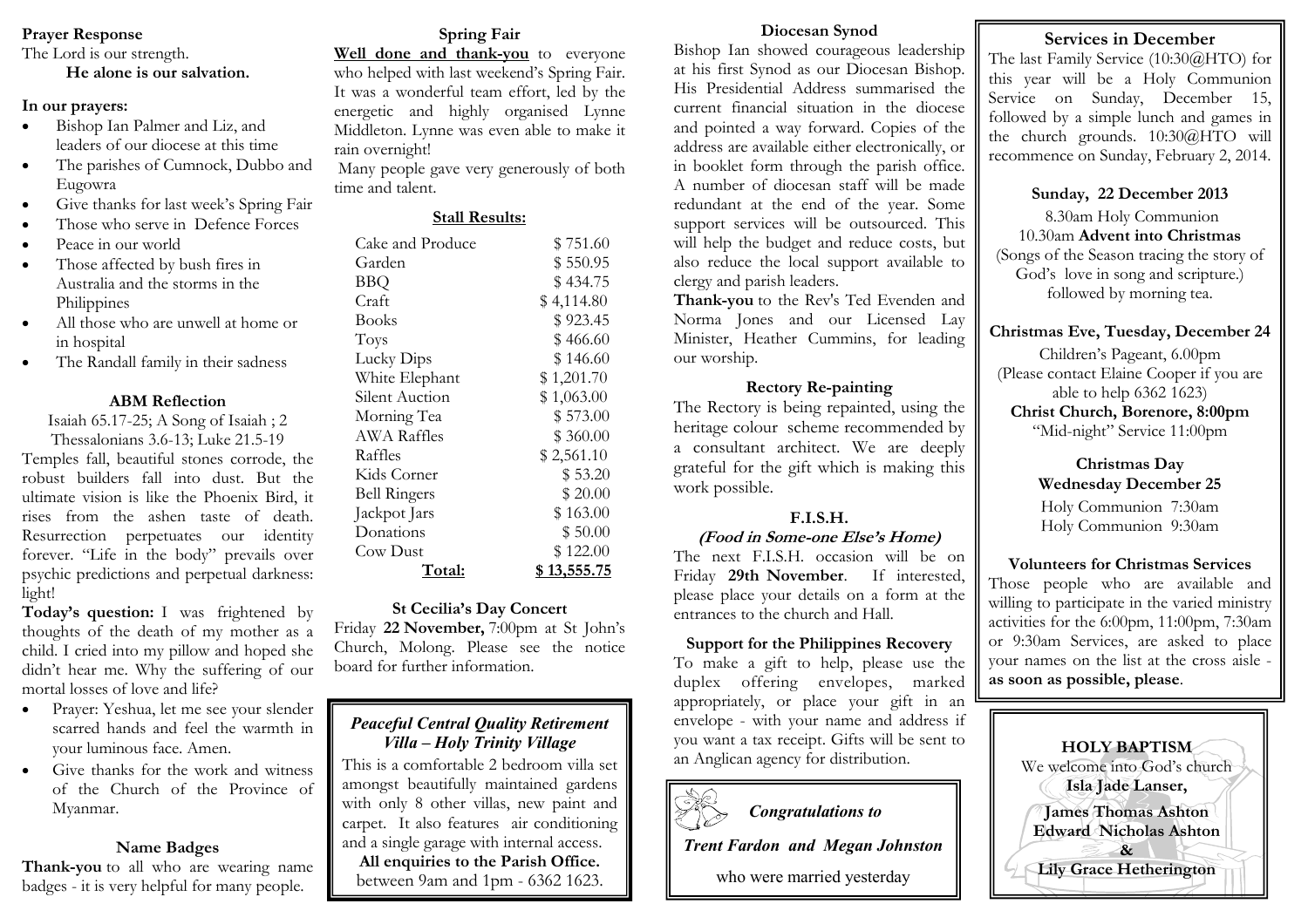**Prayer Response**

The Lord is our strength.

**He alone is our salvation.**

**In our prayers:**

- Bishop Ian Palmer and Liz, and leaders of our diocese at this time
- The parishes of Cumnock, Dubbo and Eugowra
- Give thanks for last week's Spring Fair
- Those who serve in Defence Forces
- Peace in our world
- Those affected by bush fires in Australia and the storms in the Philippines
- All those who are unwell at home or in hospital
- The Randall family in their sadness

**ABM Reflection**

Isaiah 65.17-25; A Song of Isaiah ; 2 Thessalonians 3.6-13; Luke 21.5-19

Temples fall, beautiful stones corrode, the robust builders fall into dust. But the ultimate vision is like the Phoenix Bird, it rises from the ashen taste of death. Resurrection perpetuates our identity forever. "Life in the body" prevails over psychic predictions and perpetual darkness: light!

**Today's question:** I was frightened by thoughts of the death of my mother as a child. I cried into my pillow and hoped she didn't hear me. Why the suffering of our mortal losses of love and life?

- Prayer: Yeshua, let me see your slender scarred hands and feel the warmth in your luminous face. Amen.
- Give thanks for the work and witness of the Church of the Province of Myanmar.

**Name Badges**

**Thank-you** to all who are wearing name badges - it is very helpful for many people.

**Spring Fair**

**Well done and thank-you** to everyone who helped with last weekend's Spring Fair. It was a wonderful team effort, led by the energetic and highly organised Lynne Middleton. Lynne was even able to make it rain overnight!

Many people gave very generously of both time and talent.

**Stall Results:**

| | |
|---|---|
| Cake and Produce | $ 751.60 |
| Garden | $ 550.95 |
| BBQ | $ 434.75 |
| Craft | $ 4,114.80 |
| Books | $ 923.45 |
| Toys | $ 466.60 |
| Lucky Dips | $ 146.60 |
| White Elephant | $ 1,201.70 |
| Silent Auction | $ 1,063.00 |
| Morning Tea | $ 573.00 |
| AWA Raffles | $ 360.00 |
| Raffles | $ 2,561.10 |
| Kids Corner | $ 53.20 |
| Bell Ringers | $ 20.00 |
| Jackpot Jars | $ 163.00 |
| Donations | $ 50.00 |
| Cow Dust | $ 122.00 |
| **Total:** | **$ 13,555.75** |

**St Cecilia's Day Concert**

Friday **22 November,** 7:00pm at St John's Church, Molong. Please see the notice board for further information.

***Peaceful Central Quality Retirement Villa – Holy Trinity Village***

This is a comfortable 2 bedroom villa set amongst beautifully maintained gardens with only 8 other villas, new paint and carpet. It also features air conditioning and a single garage with internal access.

**All enquiries to the Parish Office.**

between 9am and 1pm - 6362 1623.

**Diocesan Synod**

Bishop Ian showed courageous leadership at his first Synod as our Diocesan Bishop. His Presidential Address summarised the current financial situation in the diocese and pointed a way forward. Copies of the address are available either electronically, or in booklet form through the parish office. A number of diocesan staff will be made redundant at the end of the year. Some support services will be outsourced. This will help the budget and reduce costs, but also reduce the local support available to clergy and parish leaders.

**Thank-you** to the Rev's Ted Evenden and Norma Jones and our Licensed Lay Minister, Heather Cummins, for leading our worship.

**Rectory Re-painting**

The Rectory is being repainted, using the heritage colour scheme recommended by a consultant architect. We are deeply grateful for the gift which is making this work possible.

**F.I.S.H.**

***(Food in Some-one Else's Home)***

The next F.I.S.H. occasion will be on Friday **29th November**. If interested, please place your details on a form at the entrances to the church and Hall.

**Support for the Philippines Recovery**

To make a gift to help, please use the duplex offering envelopes, marked appropriately, or place your gift in an envelope - with your name and address if you want a tax receipt. Gifts will be sent to an Anglican agency for distribution.

***Congratulations to***

***Trent Fardon and Megan Johnston***

who were married yesterday

**Services in December**

The last Family Service (10:30@HTO) for this year will be a Holy Communion Service on Sunday, December 15, followed by a simple lunch and games in the church grounds. 10:30@HTO will recommence on Sunday, February 2, 2014.

**Sunday, 22 December 2013**

8.30am Holy Communion

10.30am **Advent into Christmas**

(Songs of the Season tracing the story of God's love in song and scripture.)

followed by morning tea.

**Christmas Eve, Tuesday, December 24**

Children's Pageant, 6.00pm

(Please contact Elaine Cooper if you are able to help 6362 1623)

**Christ Church, Borenore, 8:00pm**

"Mid-night" Service 11:00pm

**Christmas Day**

**Wednesday December 25**

Holy Communion 7:30am

Holy Communion 9:30am

**Volunteers for Christmas Services**

Those people who are available and willing to participate in the varied ministry activities for the 6:00pm, 11:00pm, 7:30am or 9:30am Services, are asked to place your names on the list at the cross aisle - **as soon as possible, please**.

**HOLY BAPTISM**

We welcome into God's church

**Isla Jade Lanser,**

**James Thomas Ashton**

**Edward Nicholas Ashton**

**&**

**Lily Grace Hetherington**